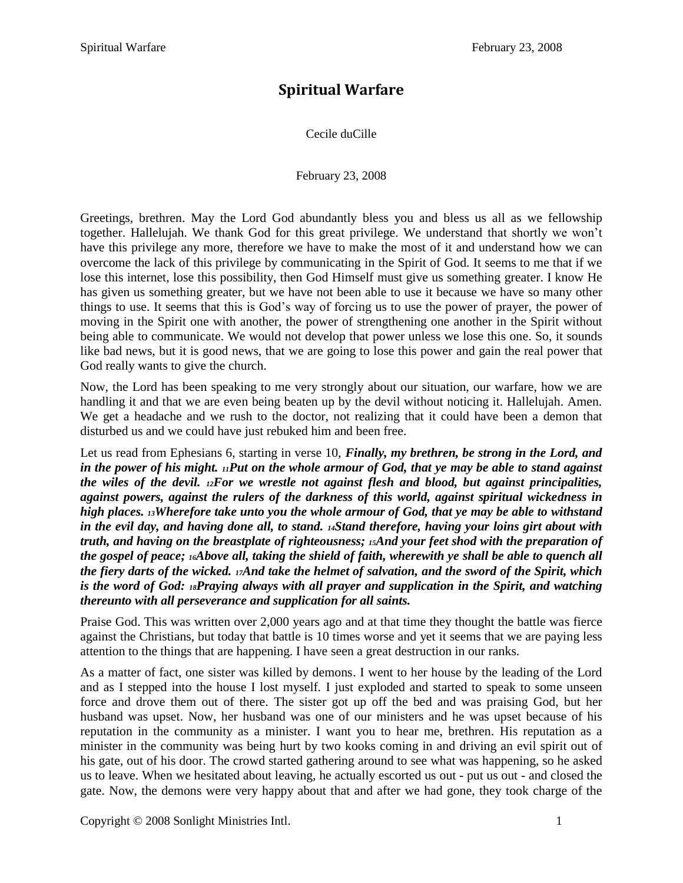# Spiritual Warfare

Cecile duCille

February 23, 2008

Greetings, brethren. May the Lord God abundantly bless you and bless us all as we fellowship together. Hallelujah. We thank God for this great privilege. We understand that shortly we won't have this privilege any more, therefore we have to make the most of it and understand how we can overcome the lack of this privilege by communicating in the Spirit of God. It seems to me that if we lose this internet, lose this possibility, then God Himself must give us something greater. I know He has given us something greater, but we have not been able to use it because we have so many other things to use. It seems that this is God's way of forcing us to use the power of prayer, the power of moving in the Spirit one with another, the power of strengthening one another in the Spirit without being able to communicate. We would not develop that power unless we lose this one. So, it sounds like bad news, but it is good news, that we are going to lose this power and gain the real power that God really wants to give the church.

Now, the Lord has been speaking to me very strongly about our situation, our warfare, how we are handling it and that we are even being beaten up by the devil without noticing it. Hallelujah. Amen. We get a headache and we rush to the doctor, not realizing that it could have been a demon that disturbed us and we could have just rebuked him and been free.

Let us read from Ephesians 6, starting in verse 10, ***Finally, my brethren, be strong in the Lord, and in the power of his might. 11Put on the whole armour of God, that ye may be able to stand against the wiles of the devil. 12For we wrestle not against flesh and blood, but against principalities, against powers, against the rulers of the darkness of this world, against spiritual wickedness in high places. 13Wherefore take unto you the whole armour of God, that ye may be able to withstand in the evil day, and having done all, to stand. 14Stand therefore, having your loins girt about with truth, and having on the breastplate of righteousness; 15And your feet shod with the preparation of the gospel of peace; 16Above all, taking the shield of faith, wherewith ye shall be able to quench all the fiery darts of the wicked. 17And take the helmet of salvation, and the sword of the Spirit, which is the word of God: 18Praying always with all prayer and supplication in the Spirit, and watching thereunto with all perseverance and supplication for all saints.***

Praise God. This was written over 2,000 years ago and at that time they thought the battle was fierce against the Christians, but today that battle is 10 times worse and yet it seems that we are paying less attention to the things that are happening. I have seen a great destruction in our ranks.

As a matter of fact, one sister was killed by demons. I went to her house by the leading of the Lord and as I stepped into the house I lost myself. I just exploded and started to speak to some unseen force and drove them out of there. The sister got up off the bed and was praising God, but her husband was upset. Now, her husband was one of our ministers and he was upset because of his reputation in the community as a minister. I want you to hear me, brethren. His reputation as a minister in the community was being hurt by two kooks coming in and driving an evil spirit out of his gate, out of his door. The crowd started gathering around to see what was happening, so he asked us to leave. When we hesitated about leaving, he actually escorted us out - put us out - and closed the gate. Now, the demons were very happy about that and after we had gone, they took charge of the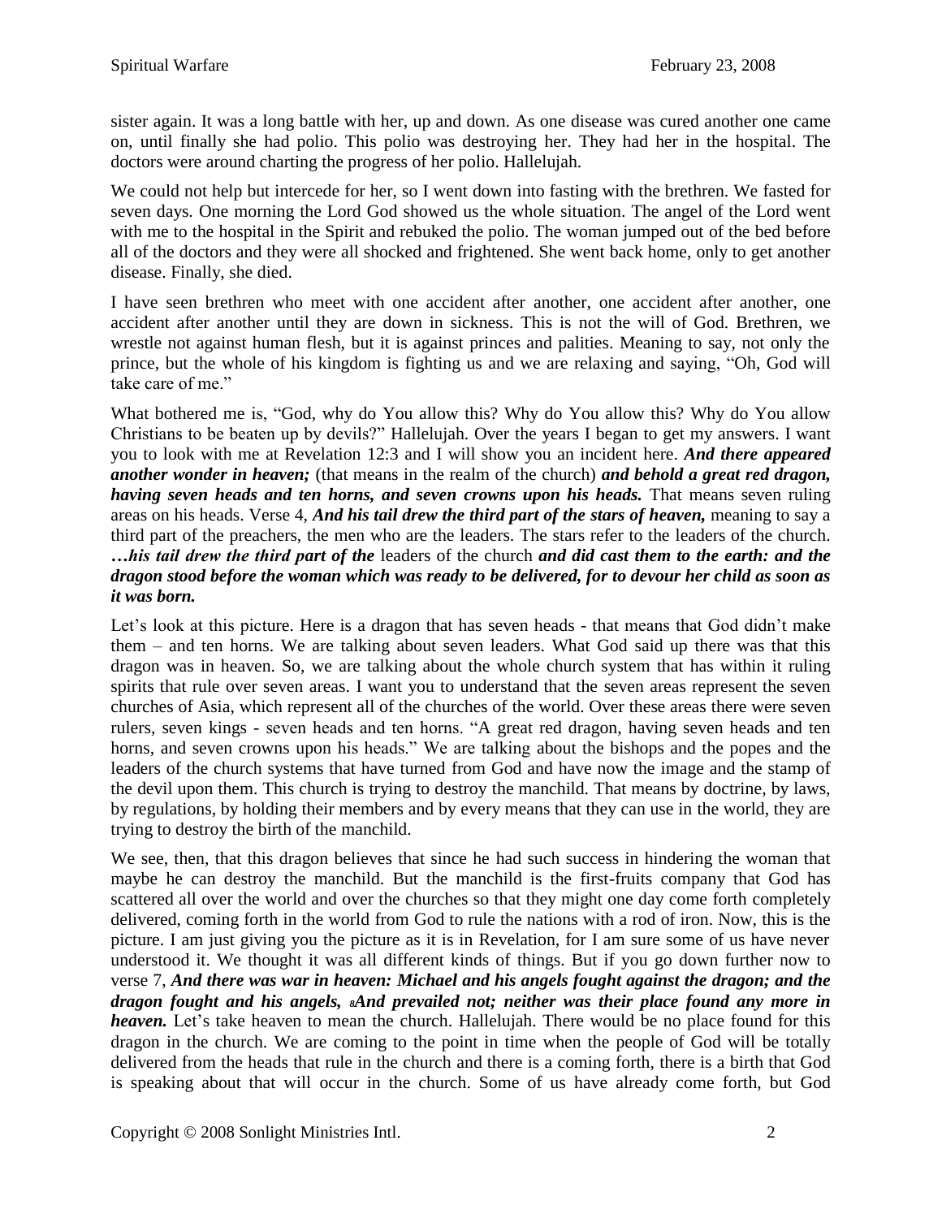sister again. It was a long battle with her, up and down. As one disease was cured another one came on, until finally she had polio. This polio was destroying her. They had her in the hospital. The doctors were around charting the progress of her polio. Hallelujah.

We could not help but intercede for her, so I went down into fasting with the brethren. We fasted for seven days. One morning the Lord God showed us the whole situation. The angel of the Lord went with me to the hospital in the Spirit and rebuked the polio. The woman jumped out of the bed before all of the doctors and they were all shocked and frightened. She went back home, only to get another disease. Finally, she died.

I have seen brethren who meet with one accident after another, one accident after another, one accident after another until they are down in sickness. This is not the will of God. Brethren, we wrestle not against human flesh, but it is against princes and palities. Meaning to say, not only the prince, but the whole of his kingdom is fighting us and we are relaxing and saying, "Oh, God will take care of me."

What bothered me is, "God, why do You allow this? Why do You allow this? Why do You allow Christians to be beaten up by devils?" Hallelujah. Over the years I began to get my answers. I want you to look with me at Revelation 12:3 and I will show you an incident here. ***And there appeared another wonder in heaven;*** (that means in the realm of the church) ***and behold a great red dragon, having seven heads and ten horns, and seven crowns upon his heads.*** That means seven ruling areas on his heads. Verse 4, ***And his tail drew the third part of the stars of heaven,*** meaning to say a third part of the preachers, the men who are the leaders. The stars refer to the leaders of the church. ***…his tail drew the third part of the*** leaders of the church ***and did cast them to the earth: and the dragon stood before the woman which was ready to be delivered, for to devour her child as soon as it was born.***

Let's look at this picture. Here is a dragon that has seven heads - that means that God didn't make them – and ten horns. We are talking about seven leaders. What God said up there was that this dragon was in heaven. So, we are talking about the whole church system that has within it ruling spirits that rule over seven areas. I want you to understand that the seven areas represent the seven churches of Asia, which represent all of the churches of the world. Over these areas there were seven rulers, seven kings - seven heads and ten horns. "A great red dragon, having seven heads and ten horns, and seven crowns upon his heads." We are talking about the bishops and the popes and the leaders of the church systems that have turned from God and have now the image and the stamp of the devil upon them. This church is trying to destroy the manchild. That means by doctrine, by laws, by regulations, by holding their members and by every means that they can use in the world, they are trying to destroy the birth of the manchild.

We see, then, that this dragon believes that since he had such success in hindering the woman that maybe he can destroy the manchild. But the manchild is the first-fruits company that God has scattered all over the world and over the churches so that they might one day come forth completely delivered, coming forth in the world from God to rule the nations with a rod of iron. Now, this is the picture. I am just giving you the picture as it is in Revelation, for I am sure some of us have never understood it. We thought it was all different kinds of things. But if you go down further now to verse 7, ***And there was war in heaven: Michael and his angels fought against the dragon; and the dragon fought and his angels, 8And prevailed not; neither was their place found any more in heaven.*** Let's take heaven to mean the church. Hallelujah. There would be no place found for this dragon in the church. We are coming to the point in time when the people of God will be totally delivered from the heads that rule in the church and there is a coming forth, there is a birth that God is speaking about that will occur in the church. Some of us have already come forth, but God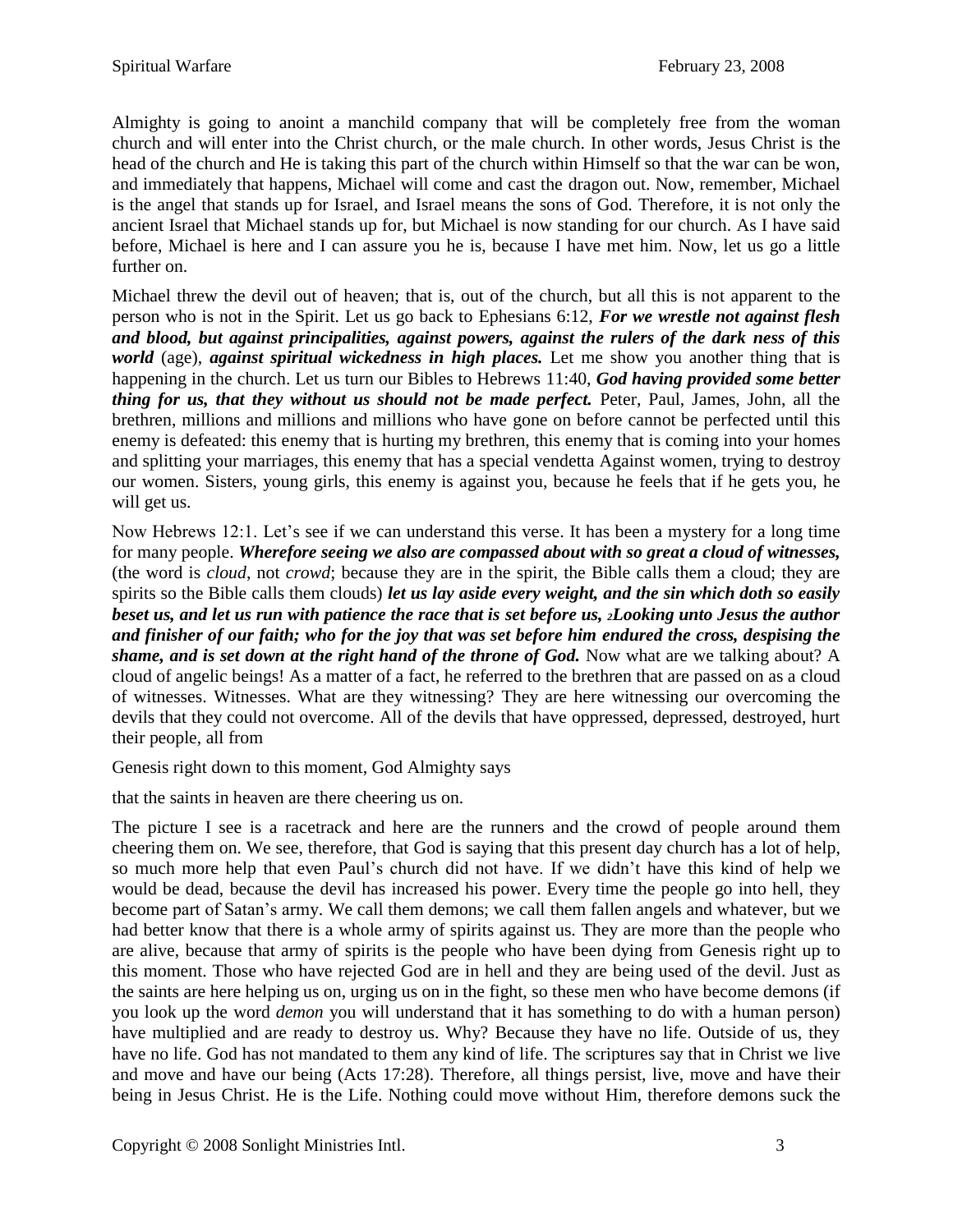Almighty is going to anoint a manchild company that will be completely free from the woman church and will enter into the Christ church, or the male church. In other words, Jesus Christ is the head of the church and He is taking this part of the church within Himself so that the war can be won, and immediately that happens, Michael will come and cast the dragon out. Now, remember, Michael is the angel that stands up for Israel, and Israel means the sons of God. Therefore, it is not only the ancient Israel that Michael stands up for, but Michael is now standing for our church. As I have said before, Michael is here and I can assure you he is, because I have met him. Now, let us go a little further on.

Michael threw the devil out of heaven; that is, out of the church, but all this is not apparent to the person who is not in the Spirit. Let us go back to Ephesians 6:12, ***For we wrestle not against flesh and blood, but against principalities, against powers, against the rulers of the dark ness of this world*** (age), ***against spiritual wickedness in high places.*** Let me show you another thing that is happening in the church. Let us turn our Bibles to Hebrews 11:40, ***God having provided some better thing for us, that they without us should not be made perfect.*** Peter, Paul, James, John, all the brethren, millions and millions and millions who have gone on before cannot be perfected until this enemy is defeated: this enemy that is hurting my brethren, this enemy that is coming into your homes and splitting your marriages, this enemy that has a special vendetta Against women, trying to destroy our women. Sisters, young girls, this enemy is against you, because he feels that if he gets you, he will get us.

Now Hebrews 12:1. Let's see if we can understand this verse. It has been a mystery for a long time for many people. ***Wherefore seeing we also are compassed about with so great a cloud of witnesses,*** (the word is *cloud*, not *crowd*; because they are in the spirit, the Bible calls them a cloud; they are spirits so the Bible calls them clouds) ***let us lay aside every weight, and the sin which doth so easily beset us, and let us run with patience the race that is set before us, 2Looking unto Jesus the author and finisher of our faith; who for the joy that was set before him endured the cross, despising the shame, and is set down at the right hand of the throne of God.*** Now what are we talking about? A cloud of angelic beings! As a matter of a fact, he referred to the brethren that are passed on as a cloud of witnesses. Witnesses. What are they witnessing? They are here witnessing our overcoming the devils that they could not overcome. All of the devils that have oppressed, depressed, destroyed, hurt their people, all from

Genesis right down to this moment, God Almighty says

that the saints in heaven are there cheering us on.

The picture I see is a racetrack and here are the runners and the crowd of people around them cheering them on. We see, therefore, that God is saying that this present day church has a lot of help, so much more help that even Paul's church did not have. If we didn't have this kind of help we would be dead, because the devil has increased his power. Every time the people go into hell, they become part of Satan's army. We call them demons; we call them fallen angels and whatever, but we had better know that there is a whole army of spirits against us. They are more than the people who are alive, because that army of spirits is the people who have been dying from Genesis right up to this moment. Those who have rejected God are in hell and they are being used of the devil. Just as the saints are here helping us on, urging us on in the fight, so these men who have become demons (if you look up the word *demon* you will understand that it has something to do with a human person) have multiplied and are ready to destroy us. Why? Because they have no life. Outside of us, they have no life. God has not mandated to them any kind of life. The scriptures say that in Christ we live and move and have our being (Acts 17:28). Therefore, all things persist, live, move and have their being in Jesus Christ. He is the Life. Nothing could move without Him, therefore demons suck the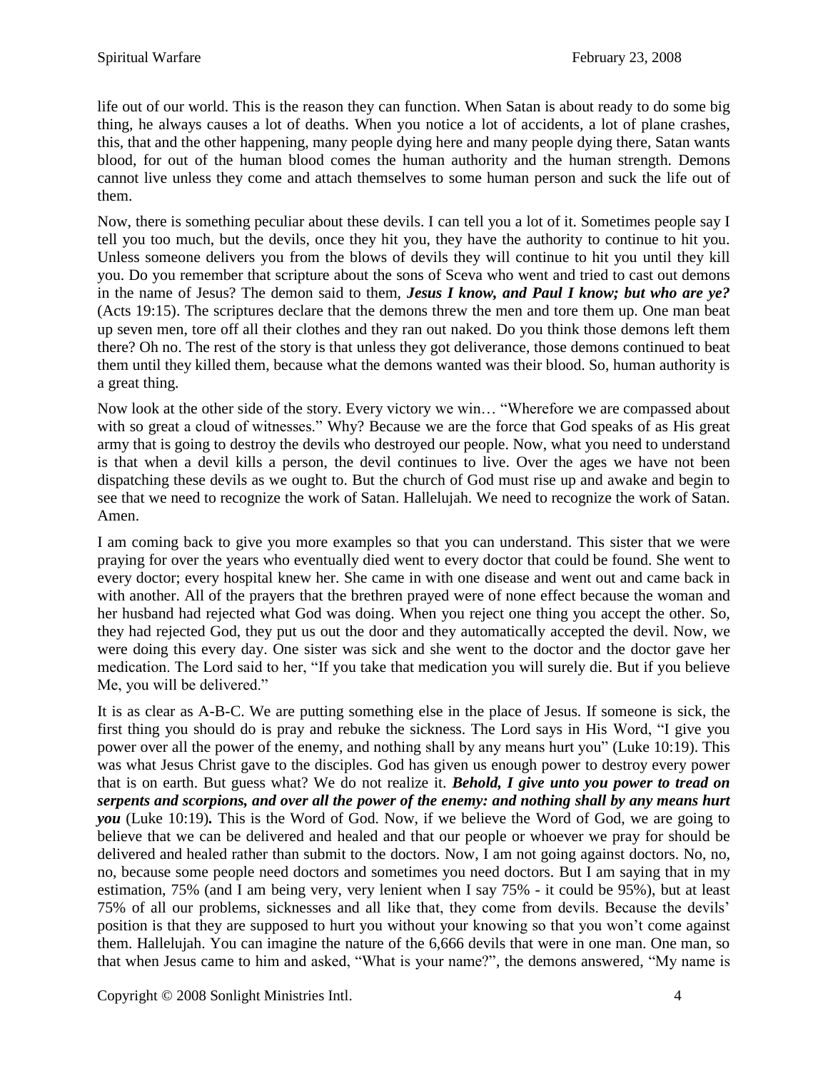life out of our world. This is the reason they can function. When Satan is about ready to do some big thing, he always causes a lot of deaths. When you notice a lot of accidents, a lot of plane crashes, this, that and the other happening, many people dying here and many people dying there, Satan wants blood, for out of the human blood comes the human authority and the human strength. Demons cannot live unless they come and attach themselves to some human person and suck the life out of them.

Now, there is something peculiar about these devils. I can tell you a lot of it. Sometimes people say I tell you too much, but the devils, once they hit you, they have the authority to continue to hit you. Unless someone delivers you from the blows of devils they will continue to hit you until they kill you. Do you remember that scripture about the sons of Sceva who went and tried to cast out demons in the name of Jesus? The demon said to them, ***Jesus I know, and Paul I know; but who are ye?*** (Acts 19:15). The scriptures declare that the demons threw the men and tore them up. One man beat up seven men, tore off all their clothes and they ran out naked. Do you think those demons left them there? Oh no. The rest of the story is that unless they got deliverance, those demons continued to beat them until they killed them, because what the demons wanted was their blood. So, human authority is a great thing.

Now look at the other side of the story. Every victory we win… "Wherefore we are compassed about with so great a cloud of witnesses." Why? Because we are the force that God speaks of as His great army that is going to destroy the devils who destroyed our people. Now, what you need to understand is that when a devil kills a person, the devil continues to live. Over the ages we have not been dispatching these devils as we ought to. But the church of God must rise up and awake and begin to see that we need to recognize the work of Satan. Hallelujah. We need to recognize the work of Satan. Amen.

I am coming back to give you more examples so that you can understand. This sister that we were praying for over the years who eventually died went to every doctor that could be found. She went to every doctor; every hospital knew her. She came in with one disease and went out and came back in with another. All of the prayers that the brethren prayed were of none effect because the woman and her husband had rejected what God was doing. When you reject one thing you accept the other. So, they had rejected God, they put us out the door and they automatically accepted the devil. Now, we were doing this every day. One sister was sick and she went to the doctor and the doctor gave her medication. The Lord said to her, "If you take that medication you will surely die. But if you believe Me, you will be delivered."

It is as clear as A-B-C. We are putting something else in the place of Jesus. If someone is sick, the first thing you should do is pray and rebuke the sickness. The Lord says in His Word, "I give you power over all the power of the enemy, and nothing shall by any means hurt you" (Luke 10:19). This was what Jesus Christ gave to the disciples. God has given us enough power to destroy every power that is on earth. But guess what? We do not realize it. ***Behold, I give unto you power to tread on serpents and scorpions, and over all the power of the enemy: and nothing shall by any means hurt you*** (Luke 10:19)**.** This is the Word of God. Now, if we believe the Word of God, we are going to believe that we can be delivered and healed and that our people or whoever we pray for should be delivered and healed rather than submit to the doctors. Now, I am not going against doctors. No, no, no, because some people need doctors and sometimes you need doctors. But I am saying that in my estimation, 75% (and I am being very, very lenient when I say 75% - it could be 95%), but at least 75% of all our problems, sicknesses and all like that, they come from devils. Because the devils' position is that they are supposed to hurt you without your knowing so that you won't come against them. Hallelujah. You can imagine the nature of the 6,666 devils that were in one man. One man, so that when Jesus came to him and asked, "What is your name?", the demons answered, "My name is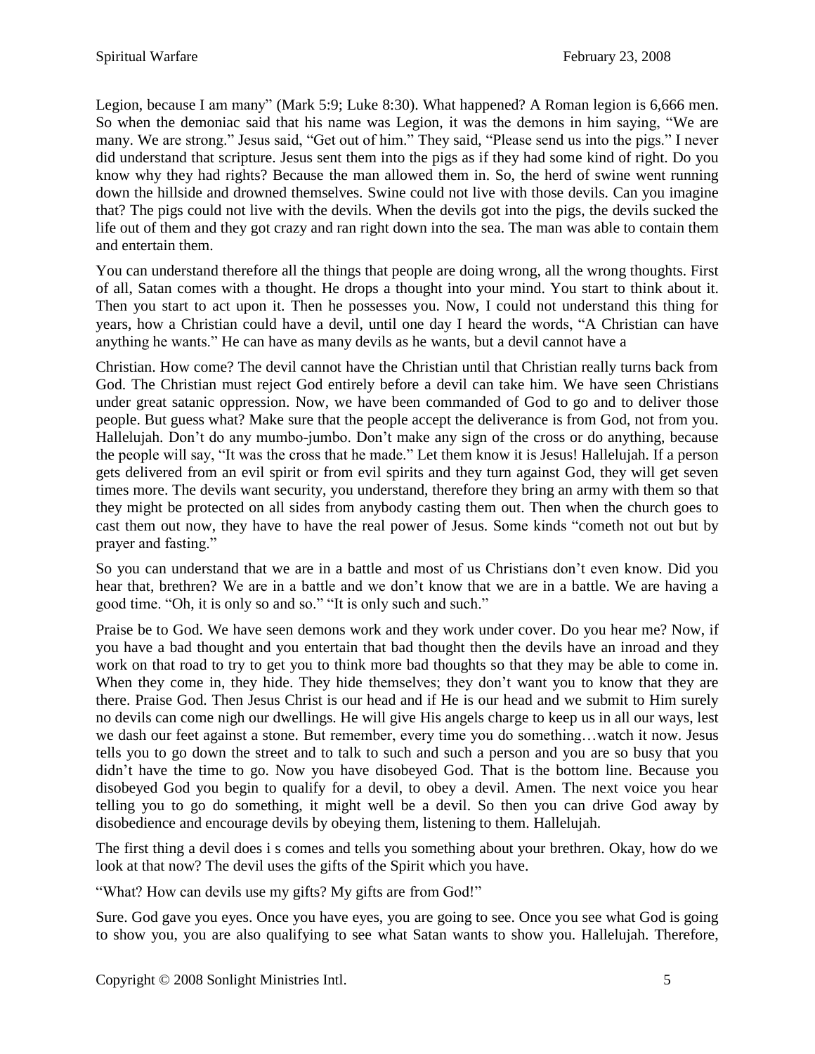Legion, because I am many" (Mark 5:9; Luke 8:30). What happened? A Roman legion is 6,666 men. So when the demoniac said that his name was Legion, it was the demons in him saying, "We are many. We are strong." Jesus said, "Get out of him." They said, "Please send us into the pigs." I never did understand that scripture. Jesus sent them into the pigs as if they had some kind of right. Do you know why they had rights? Because the man allowed them in. So, the herd of swine went running down the hillside and drowned themselves. Swine could not live with those devils. Can you imagine that? The pigs could not live with the devils. When the devils got into the pigs, the devils sucked the life out of them and they got crazy and ran right down into the sea. The man was able to contain them and entertain them.

You can understand therefore all the things that people are doing wrong, all the wrong thoughts. First of all, Satan comes with a thought. He drops a thought into your mind. You start to think about it. Then you start to act upon it. Then he possesses you. Now, I could not understand this thing for years, how a Christian could have a devil, until one day I heard the words, "A Christian can have anything he wants." He can have as many devils as he wants, but a devil cannot have a

Christian. How come? The devil cannot have the Christian until that Christian really turns back from God. The Christian must reject God entirely before a devil can take him. We have seen Christians under great satanic oppression. Now, we have been commanded of God to go and to deliver those people. But guess what? Make sure that the people accept the deliverance is from God, not from you. Hallelujah. Don't do any mumbo-jumbo. Don't make any sign of the cross or do anything, because the people will say, "It was the cross that he made." Let them know it is Jesus! Hallelujah. If a person gets delivered from an evil spirit or from evil spirits and they turn against God, they will get seven times more. The devils want security, you understand, therefore they bring an army with them so that they might be protected on all sides from anybody casting them out. Then when the church goes to cast them out now, they have to have the real power of Jesus. Some kinds "cometh not out but by prayer and fasting."

So you can understand that we are in a battle and most of us Christians don't even know. Did you hear that, brethren? We are in a battle and we don't know that we are in a battle. We are having a good time. "Oh, it is only so and so." "It is only such and such."

Praise be to God. We have seen demons work and they work under cover. Do you hear me? Now, if you have a bad thought and you entertain that bad thought then the devils have an inroad and they work on that road to try to get you to think more bad thoughts so that they may be able to come in. When they come in, they hide. They hide themselves; they don't want you to know that they are there. Praise God. Then Jesus Christ is our head and if He is our head and we submit to Him surely no devils can come nigh our dwellings. He will give His angels charge to keep us in all our ways, lest we dash our feet against a stone. But remember, every time you do something…watch it now. Jesus tells you to go down the street and to talk to such and such a person and you are so busy that you didn't have the time to go. Now you have disobeyed God. That is the bottom line. Because you disobeyed God you begin to qualify for a devil, to obey a devil. Amen. The next voice you hear telling you to go do something, it might well be a devil. So then you can drive God away by disobedience and encourage devils by obeying them, listening to them. Hallelujah.

The first thing a devil does i s comes and tells you something about your brethren. Okay, how do we look at that now? The devil uses the gifts of the Spirit which you have.

"What? How can devils use my gifts? My gifts are from God!"

Sure. God gave you eyes. Once you have eyes, you are going to see. Once you see what God is going to show you, you are also qualifying to see what Satan wants to show you. Hallelujah. Therefore,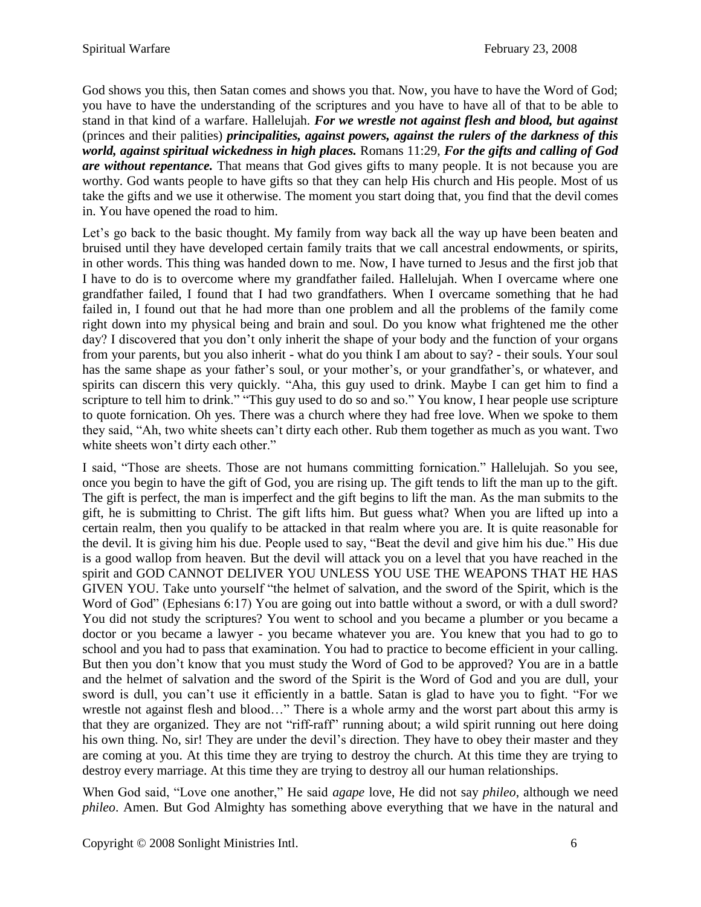God shows you this, then Satan comes and shows you that. Now, you have to have the Word of God; you have to have the understanding of the scriptures and you have to have all of that to be able to stand in that kind of a warfare. Hallelujah. ***For we wrestle not against flesh and blood, but against*** (princes and their palities) ***principalities, against powers, against the rulers of the darkness of this world, against spiritual wickedness in high places.*** Romans 11:29, ***For the gifts and calling of God are without repentance.*** That means that God gives gifts to many people. It is not because you are worthy. God wants people to have gifts so that they can help His church and His people. Most of us take the gifts and we use it otherwise. The moment you start doing that, you find that the devil comes in. You have opened the road to him.

Let's go back to the basic thought. My family from way back all the way up have been beaten and bruised until they have developed certain family traits that we call ancestral endowments, or spirits, in other words. This thing was handed down to me. Now, I have turned to Jesus and the first job that I have to do is to overcome where my grandfather failed. Hallelujah. When I overcame where one grandfather failed, I found that I had two grandfathers. When I overcame something that he had failed in, I found out that he had more than one problem and all the problems of the family come right down into my physical being and brain and soul. Do you know what frightened me the other day? I discovered that you don't only inherit the shape of your body and the function of your organs from your parents, but you also inherit - what do you think I am about to say? - their souls. Your soul has the same shape as your father's soul, or your mother's, or your grandfather's, or whatever, and spirits can discern this very quickly. "Aha, this guy used to drink. Maybe I can get him to find a scripture to tell him to drink." "This guy used to do so and so." You know, I hear people use scripture to quote fornication. Oh yes. There was a church where they had free love. When we spoke to them they said, "Ah, two white sheets can't dirty each other. Rub them together as much as you want. Two white sheets won't dirty each other."

I said, "Those are sheets. Those are not humans committing fornication." Hallelujah. So you see, once you begin to have the gift of God, you are rising up. The gift tends to lift the man up to the gift. The gift is perfect, the man is imperfect and the gift begins to lift the man. As the man submits to the gift, he is submitting to Christ. The gift lifts him. But guess what? When you are lifted up into a certain realm, then you qualify to be attacked in that realm where you are. It is quite reasonable for the devil. It is giving him his due. People used to say, "Beat the devil and give him his due." His due is a good wallop from heaven. But the devil will attack you on a level that you have reached in the spirit and GOD CANNOT DELIVER YOU UNLESS YOU USE THE WEAPONS THAT HE HAS GIVEN YOU. Take unto yourself "the helmet of salvation, and the sword of the Spirit, which is the Word of God" (Ephesians 6:17) You are going out into battle without a sword, or with a dull sword? You did not study the scriptures? You went to school and you became a plumber or you became a doctor or you became a lawyer - you became whatever you are. You knew that you had to go to school and you had to pass that examination. You had to practice to become efficient in your calling. But then you don't know that you must study the Word of God to be approved? You are in a battle and the helmet of salvation and the sword of the Spirit is the Word of God and you are dull, your sword is dull, you can't use it efficiently in a battle. Satan is glad to have you to fight. "For we wrestle not against flesh and blood…" There is a whole army and the worst part about this army is that they are organized. They are not "riff-raff" running about; a wild spirit running out here doing his own thing. No, sir! They are under the devil's direction. They have to obey their master and they are coming at you. At this time they are trying to destroy the church. At this time they are trying to destroy every marriage. At this time they are trying to destroy all our human relationships.

When God said, "Love one another," He said *agape* love, He did not say *phileo*, although we need *phileo*. Amen. But God Almighty has something above everything that we have in the natural and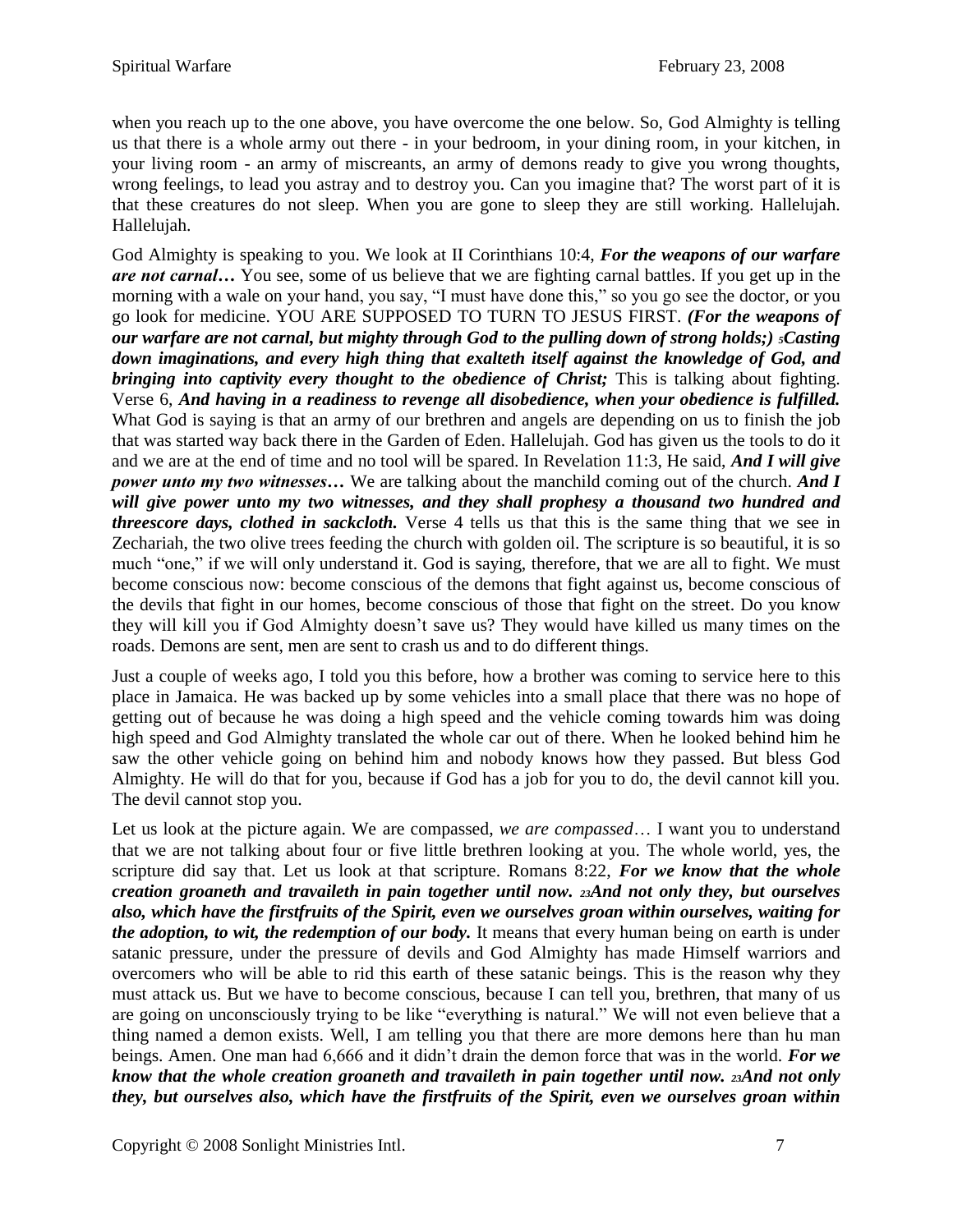when you reach up to the one above, you have overcome the one below. So, God Almighty is telling us that there is a whole army out there - in your bedroom, in your dining room, in your kitchen, in your living room - an army of miscreants, an army of demons ready to give you wrong thoughts, wrong feelings, to lead you astray and to destroy you. Can you imagine that? The worst part of it is that these creatures do not sleep. When you are gone to sleep they are still working. Hallelujah. Hallelujah.

God Almighty is speaking to you. We look at II Corinthians 10:4, ***For the weapons of our warfare are not carnal…*** You see, some of us believe that we are fighting carnal battles. If you get up in the morning with a wale on your hand, you say, "I must have done this," so you go see the doctor, or you go look for medicine. YOU ARE SUPPOSED TO TURN TO JESUS FIRST. ***(For the weapons of our warfare are not carnal, but mighty through God to the pulling down of strong holds;) 5Casting down imaginations, and every high thing that exalteth itself against the knowledge of God, and bringing into captivity every thought to the obedience of Christ;*** This is talking about fighting. Verse 6, ***And having in a readiness to revenge all disobedience, when your obedience is fulfilled.*** What God is saying is that an army of our brethren and angels are depending on us to finish the job that was started way back there in the Garden of Eden. Hallelujah. God has given us the tools to do it and we are at the end of time and no tool will be spared. In Revelation 11:3, He said, ***And I will give power unto my two witnesses…*** We are talking about the manchild coming out of the church. ***And I will give power unto my two witnesses, and they shall prophesy a thousand two hundred and threescore days, clothed in sackcloth.*** Verse 4 tells us that this is the same thing that we see in Zechariah, the two olive trees feeding the church with golden oil. The scripture is so beautiful, it is so much "one," if we will only understand it. God is saying, therefore, that we are all to fight. We must become conscious now: become conscious of the demons that fight against us, become conscious of the devils that fight in our homes, become conscious of those that fight on the street. Do you know they will kill you if God Almighty doesn't save us? They would have killed us many times on the roads. Demons are sent, men are sent to crash us and to do different things.

Just a couple of weeks ago, I told you this before, how a brother was coming to service here to this place in Jamaica. He was backed up by some vehicles into a small place that there was no hope of getting out of because he was doing a high speed and the vehicle coming towards him was doing high speed and God Almighty translated the whole car out of there. When he looked behind him he saw the other vehicle going on behind him and nobody knows how they passed. But bless God Almighty. He will do that for you, because if God has a job for you to do, the devil cannot kill you. The devil cannot stop you.

Let us look at the picture again. We are compassed, *we are compassed*… I want you to understand that we are not talking about four or five little brethren looking at you. The whole world, yes, the scripture did say that. Let us look at that scripture. Romans 8:22, ***For we know that the whole creation groaneth and travaileth in pain together until now. 23And not only they, but ourselves also, which have the firstfruits of the Spirit, even we ourselves groan within ourselves, waiting for the adoption, to wit, the redemption of our body.*** It means that every human being on earth is under satanic pressure, under the pressure of devils and God Almighty has made Himself warriors and overcomers who will be able to rid this earth of these satanic beings. This is the reason why they must attack us. But we have to become conscious, because I can tell you, brethren, that many of us are going on unconsciously trying to be like "everything is natural." We will not even believe that a thing named a demon exists. Well, I am telling you that there are more demons here than hu man beings. Amen. One man had 6,666 and it didn't drain the demon force that was in the world. ***For we know that the whole creation groaneth and travaileth in pain together until now. 23And not only they, but ourselves also, which have the firstfruits of the Spirit, even we ourselves groan within***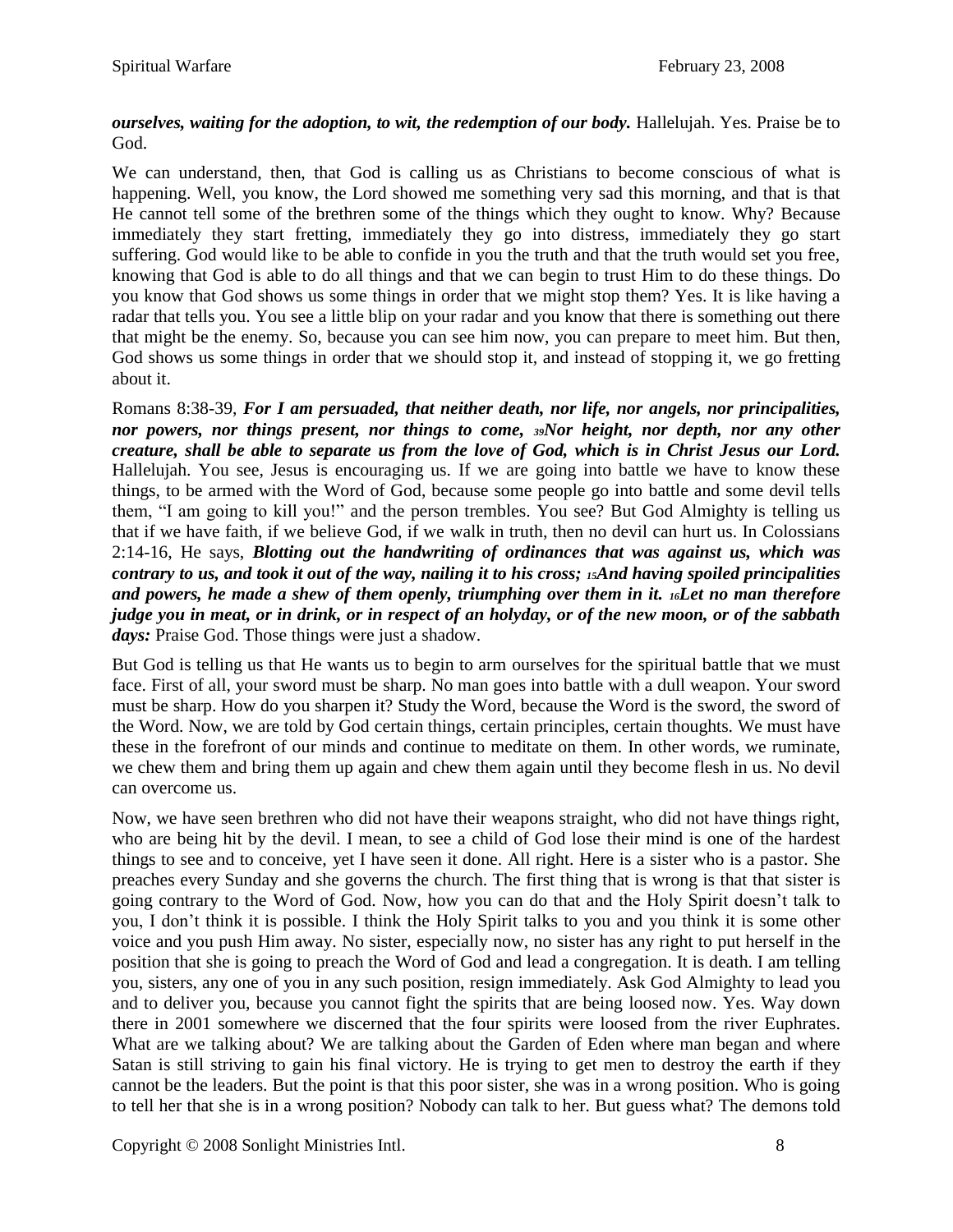***ourselves, waiting for the adoption, to wit, the redemption of our body.*** Hallelujah. Yes. Praise be to God.

We can understand, then, that God is calling us as Christians to become conscious of what is happening. Well, you know, the Lord showed me something very sad this morning, and that is that He cannot tell some of the brethren some of the things which they ought to know. Why? Because immediately they start fretting, immediately they go into distress, immediately they go start suffering. God would like to be able to confide in you the truth and that the truth would set you free, knowing that God is able to do all things and that we can begin to trust Him to do these things. Do you know that God shows us some things in order that we might stop them? Yes. It is like having a radar that tells you. You see a little blip on your radar and you know that there is something out there that might be the enemy. So, because you can see him now, you can prepare to meet him. But then, God shows us some things in order that we should stop it, and instead of stopping it, we go fretting about it.

Romans 8:38-39, ***For I am persuaded, that neither death, nor life, nor angels, nor principalities, nor powers, nor things present, nor things to come, 39Nor height, nor depth, nor any other creature, shall be able to separate us from the love of God, which is in Christ Jesus our Lord.*** Hallelujah. You see, Jesus is encouraging us. If we are going into battle we have to know these things, to be armed with the Word of God, because some people go into battle and some devil tells them, "I am going to kill you!" and the person trembles. You see? But God Almighty is telling us that if we have faith, if we believe God, if we walk in truth, then no devil can hurt us. In Colossians 2:14-16, He says, ***Blotting out the handwriting of ordinances that was against us, which was contrary to us, and took it out of the way, nailing it to his cross; 15And having spoiled principalities and powers, he made a shew of them openly, triumphing over them in it. 16Let no man therefore judge you in meat, or in drink, or in respect of an holyday, or of the new moon, or of the sabbath days:*** Praise God. Those things were just a shadow.

But God is telling us that He wants us to begin to arm ourselves for the spiritual battle that we must face. First of all, your sword must be sharp. No man goes into battle with a dull weapon. Your sword must be sharp. How do you sharpen it? Study the Word, because the Word is the sword, the sword of the Word. Now, we are told by God certain things, certain principles, certain thoughts. We must have these in the forefront of our minds and continue to meditate on them. In other words, we ruminate, we chew them and bring them up again and chew them again until they become flesh in us. No devil can overcome us.

Now, we have seen brethren who did not have their weapons straight, who did not have things right, who are being hit by the devil. I mean, to see a child of God lose their mind is one of the hardest things to see and to conceive, yet I have seen it done. All right. Here is a sister who is a pastor. She preaches every Sunday and she governs the church. The first thing that is wrong is that that sister is going contrary to the Word of God. Now, how you can do that and the Holy Spirit doesn't talk to you, I don't think it is possible. I think the Holy Spirit talks to you and you think it is some other voice and you push Him away. No sister, especially now, no sister has any right to put herself in the position that she is going to preach the Word of God and lead a congregation. It is death. I am telling you, sisters, any one of you in any such position, resign immediately. Ask God Almighty to lead you and to deliver you, because you cannot fight the spirits that are being loosed now. Yes. Way down there in 2001 somewhere we discerned that the four spirits were loosed from the river Euphrates. What are we talking about? We are talking about the Garden of Eden where man began and where Satan is still striving to gain his final victory. He is trying to get men to destroy the earth if they cannot be the leaders. But the point is that this poor sister, she was in a wrong position. Who is going to tell her that she is in a wrong position? Nobody can talk to her. But guess what? The demons told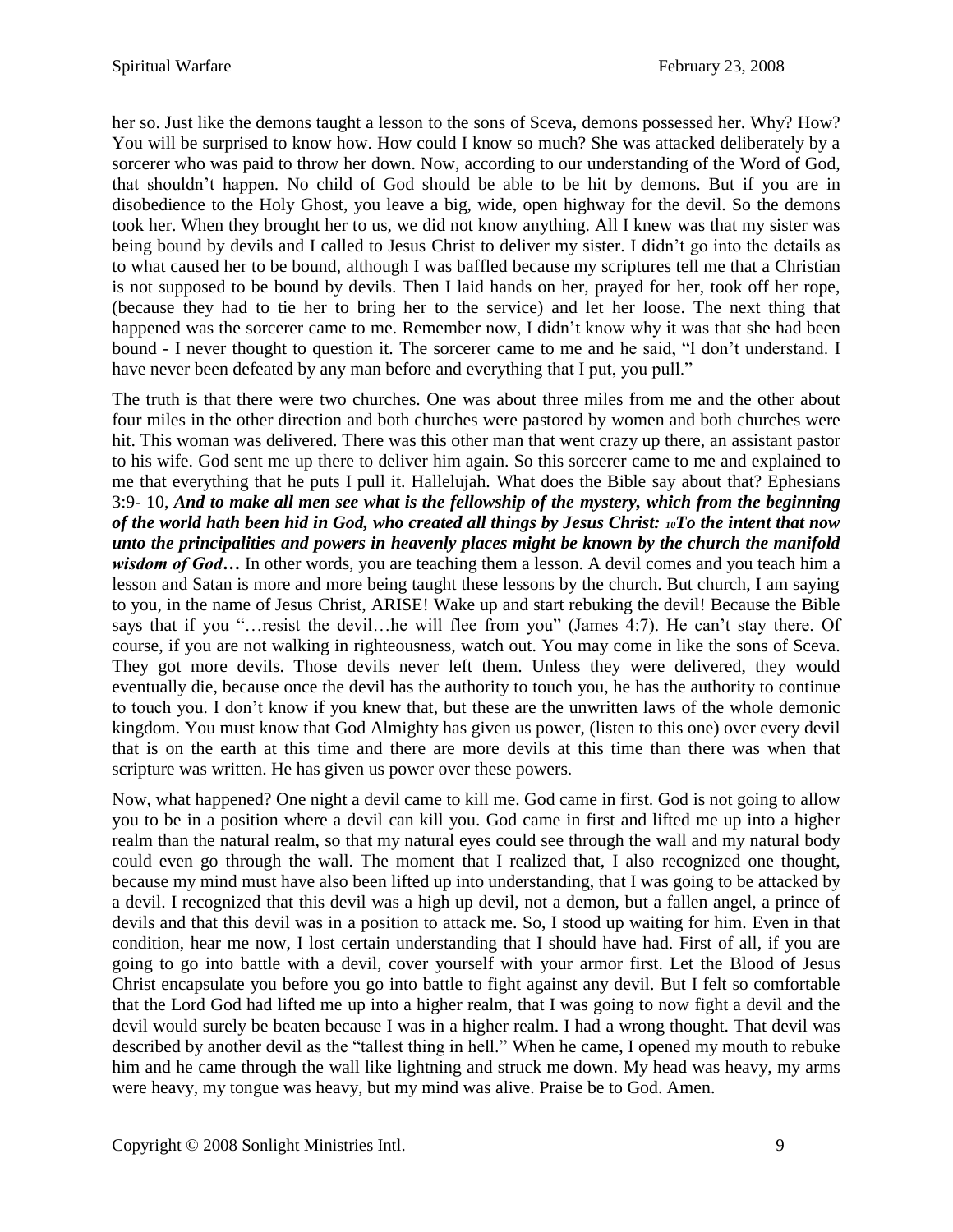her so. Just like the demons taught a lesson to the sons of Sceva, demons possessed her. Why? How? You will be surprised to know how. How could I know so much? She was attacked deliberately by a sorcerer who was paid to throw her down. Now, according to our understanding of the Word of God, that shouldn't happen. No child of God should be able to be hit by demons. But if you are in disobedience to the Holy Ghost, you leave a big, wide, open highway for the devil. So the demons took her. When they brought her to us, we did not know anything. All I knew was that my sister was being bound by devils and I called to Jesus Christ to deliver my sister. I didn't go into the details as to what caused her to be bound, although I was baffled because my scriptures tell me that a Christian is not supposed to be bound by devils. Then I laid hands on her, prayed for her, took off her rope, (because they had to tie her to bring her to the service) and let her loose. The next thing that happened was the sorcerer came to me. Remember now, I didn't know why it was that she had been bound - I never thought to question it. The sorcerer came to me and he said, "I don't understand. I have never been defeated by any man before and everything that I put, you pull."

The truth is that there were two churches. One was about three miles from me and the other about four miles in the other direction and both churches were pastored by women and both churches were hit. This woman was delivered. There was this other man that went crazy up there, an assistant pastor to his wife. God sent me up there to deliver him again. So this sorcerer came to me and explained to me that everything that he puts I pull it. Hallelujah. What does the Bible say about that? Ephesians 3:9- 10, ***And to make all men see what is the fellowship of the mystery, which from the beginning of the world hath been hid in God, who created all things by Jesus Christ: 10To the intent that now unto the principalities and powers in heavenly places might be known by the church the manifold wisdom of God…*** In other words, you are teaching them a lesson. A devil comes and you teach him a lesson and Satan is more and more being taught these lessons by the church. But church, I am saying to you, in the name of Jesus Christ, ARISE! Wake up and start rebuking the devil! Because the Bible says that if you "…resist the devil…he will flee from you" (James 4:7). He can't stay there. Of course, if you are not walking in righteousness, watch out. You may come in like the sons of Sceva. They got more devils. Those devils never left them. Unless they were delivered, they would eventually die, because once the devil has the authority to touch you, he has the authority to continue to touch you. I don't know if you knew that, but these are the unwritten laws of the whole demonic kingdom. You must know that God Almighty has given us power, (listen to this one) over every devil that is on the earth at this time and there are more devils at this time than there was when that scripture was written. He has given us power over these powers.

Now, what happened? One night a devil came to kill me. God came in first. God is not going to allow you to be in a position where a devil can kill you. God came in first and lifted me up into a higher realm than the natural realm, so that my natural eyes could see through the wall and my natural body could even go through the wall. The moment that I realized that, I also recognized one thought, because my mind must have also been lifted up into understanding, that I was going to be attacked by a devil. I recognized that this devil was a high up devil, not a demon, but a fallen angel, a prince of devils and that this devil was in a position to attack me. So, I stood up waiting for him. Even in that condition, hear me now, I lost certain understanding that I should have had. First of all, if you are going to go into battle with a devil, cover yourself with your armor first. Let the Blood of Jesus Christ encapsulate you before you go into battle to fight against any devil. But I felt so comfortable that the Lord God had lifted me up into a higher realm, that I was going to now fight a devil and the devil would surely be beaten because I was in a higher realm. I had a wrong thought. That devil was described by another devil as the "tallest thing in hell." When he came, I opened my mouth to rebuke him and he came through the wall like lightning and struck me down. My head was heavy, my arms were heavy, my tongue was heavy, but my mind was alive. Praise be to God. Amen.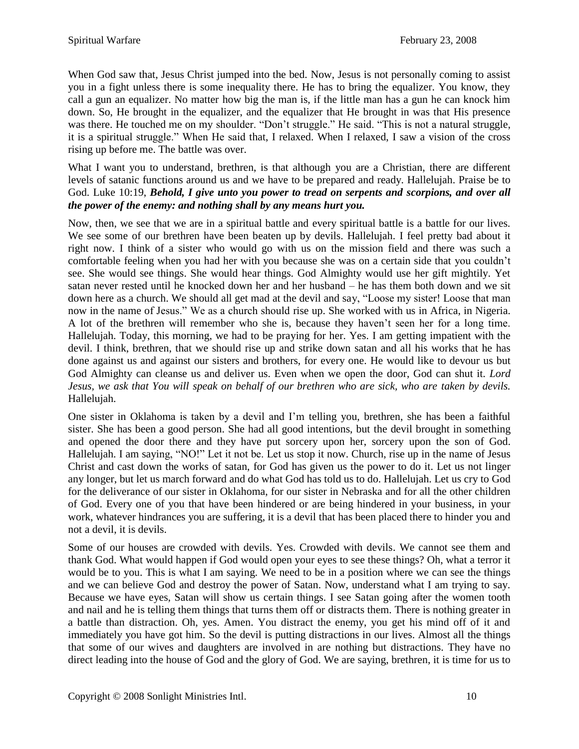When God saw that, Jesus Christ jumped into the bed. Now, Jesus is not personally coming to assist you in a fight unless there is some inequality there. He has to bring the equalizer. You know, they call a gun an equalizer. No matter how big the man is, if the little man has a gun he can knock him down. So, He brought in the equalizer, and the equalizer that He brought in was that His presence was there. He touched me on my shoulder. "Don't struggle." He said. "This is not a natural struggle, it is a spiritual struggle." When He said that, I relaxed. When I relaxed, I saw a vision of the cross rising up before me. The battle was over.

What I want you to understand, brethren, is that although you are a Christian, there are different levels of satanic functions around us and we have to be prepared and ready. Hallelujah. Praise be to God. Luke 10:19, ***Behold, I give unto you power to tread on serpents and scorpions, and over all the power of the enemy: and nothing shall by any means hurt you.***

Now, then, we see that we are in a spiritual battle and every spiritual battle is a battle for our lives. We see some of our brethren have been beaten up by devils. Hallelujah. I feel pretty bad about it right now. I think of a sister who would go with us on the mission field and there was such a comfortable feeling when you had her with you because she was on a certain side that you couldn't see. She would see things. She would hear things. God Almighty would use her gift mightily. Yet satan never rested until he knocked down her and her husband – he has them both down and we sit down here as a church. We should all get mad at the devil and say, "Loose my sister! Loose that man now in the name of Jesus." We as a church should rise up. She worked with us in Africa, in Nigeria. A lot of the brethren will remember who she is, because they haven't seen her for a long time. Hallelujah. Today, this morning, we had to be praying for her. Yes. I am getting impatient with the devil. I think, brethren, that we should rise up and strike down satan and all his works that he has done against us and against our sisters and brothers, for every one. He would like to devour us but God Almighty can cleanse us and deliver us. Even when we open the door, God can shut it. *Lord Jesus, we ask that You will speak on behalf of our brethren who are sick, who are taken by devils.* Hallelujah.

One sister in Oklahoma is taken by a devil and I'm telling you, brethren, she has been a faithful sister. She has been a good person. She had all good intentions, but the devil brought in something and opened the door there and they have put sorcery upon her, sorcery upon the son of God. Hallelujah. I am saying, "NO!" Let it not be. Let us stop it now. Church, rise up in the name of Jesus Christ and cast down the works of satan, for God has given us the power to do it. Let us not linger any longer, but let us march forward and do what God has told us to do. Hallelujah. Let us cry to God for the deliverance of our sister in Oklahoma, for our sister in Nebraska and for all the other children of God. Every one of you that have been hindered or are being hindered in your business, in your work, whatever hindrances you are suffering, it is a devil that has been placed there to hinder you and not a devil, it is devils.

Some of our houses are crowded with devils. Yes. Crowded with devils. We cannot see them and thank God. What would happen if God would open your eyes to see these things? Oh, what a terror it would be to you. This is what I am saying. We need to be in a position where we can see the things and we can believe God and destroy the power of Satan. Now, understand what I am trying to say. Because we have eyes, Satan will show us certain things. I see Satan going after the women tooth and nail and he is telling them things that turns them off or distracts them. There is nothing greater in a battle than distraction. Oh, yes. Amen. You distract the enemy, you get his mind off of it and immediately you have got him. So the devil is putting distractions in our lives. Almost all the things that some of our wives and daughters are involved in are nothing but distractions. They have no direct leading into the house of God and the glory of God. We are saying, brethren, it is time for us to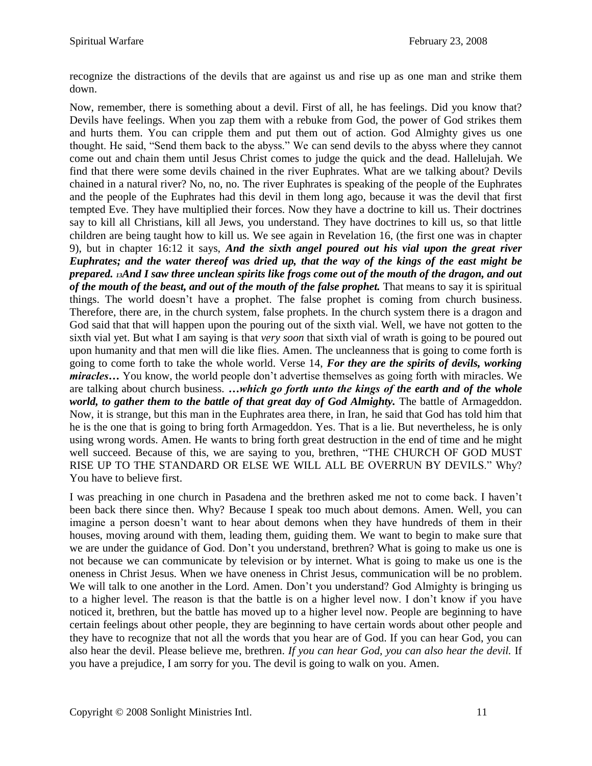recognize the distractions of the devils that are against us and rise up as one man and strike them down.

Now, remember, there is something about a devil. First of all, he has feelings. Did you know that? Devils have feelings. When you zap them with a rebuke from God, the power of God strikes them and hurts them. You can cripple them and put them out of action. God Almighty gives us one thought. He said, "Send them back to the abyss." We can send devils to the abyss where they cannot come out and chain them until Jesus Christ comes to judge the quick and the dead. Hallelujah. We find that there were some devils chained in the river Euphrates. What are we talking about? Devils chained in a natural river? No, no, no. The river Euphrates is speaking of the people of the Euphrates and the people of the Euphrates had this devil in them long ago, because it was the devil that first tempted Eve. They have multiplied their forces. Now they have a doctrine to kill us. Their doctrines say to kill all Christians, kill all Jews, you understand. They have doctrines to kill us, so that little children are being taught how to kill us. We see again in Revelation 16, (the first one was in chapter 9), but in chapter 16:12 it says, ***And the sixth angel poured out his vial upon the great river Euphrates; and the water thereof was dried up, that the way of the kings of the east might be prepared. 13And I saw three unclean spirits like frogs come out of the mouth of the dragon, and out of the mouth of the beast, and out of the mouth of the false prophet.*** That means to say it is spiritual things. The world doesn't have a prophet. The false prophet is coming from church business. Therefore, there are, in the church system, false prophets. In the church system there is a dragon and God said that that will happen upon the pouring out of the sixth vial. Well, we have not gotten to the sixth vial yet. But what I am saying is that *very soon* that sixth vial of wrath is going to be poured out upon humanity and that men will die like flies. Amen. The uncleanness that is going to come forth is going to come forth to take the whole world. Verse 14, ***For they are the spirits of devils, working miracles…*** You know, the world people don't advertise themselves as going forth with miracles. We are talking about church business. ***…which go forth unto the kings of the earth and of the whole world, to gather them to the battle of that great day of God Almighty.*** The battle of Armageddon. Now, it is strange, but this man in the Euphrates area there, in Iran, he said that God has told him that he is the one that is going to bring forth Armageddon. Yes. That is a lie. But nevertheless, he is only using wrong words. Amen. He wants to bring forth great destruction in the end of time and he might well succeed. Because of this, we are saying to you, brethren, "THE CHURCH OF GOD MUST RISE UP TO THE STANDARD OR ELSE WE WILL ALL BE OVERRUN BY DEVILS." Why? You have to believe first.

I was preaching in one church in Pasadena and the brethren asked me not to come back. I haven't been back there since then. Why? Because I speak too much about demons. Amen. Well, you can imagine a person doesn't want to hear about demons when they have hundreds of them in their houses, moving around with them, leading them, guiding them. We want to begin to make sure that we are under the guidance of God. Don't you understand, brethren? What is going to make us one is not because we can communicate by television or by internet. What is going to make us one is the oneness in Christ Jesus. When we have oneness in Christ Jesus, communication will be no problem. We will talk to one another in the Lord. Amen. Don't you understand? God Almighty is bringing us to a higher level. The reason is that the battle is on a higher level now. I don't know if you have noticed it, brethren, but the battle has moved up to a higher level now. People are beginning to have certain feelings about other people, they are beginning to have certain words about other people and they have to recognize that not all the words that you hear are of God. If you can hear God, you can also hear the devil. Please believe me, brethren. *If you can hear God, you can also hear the devil.* If you have a prejudice, I am sorry for you. The devil is going to walk on you. Amen.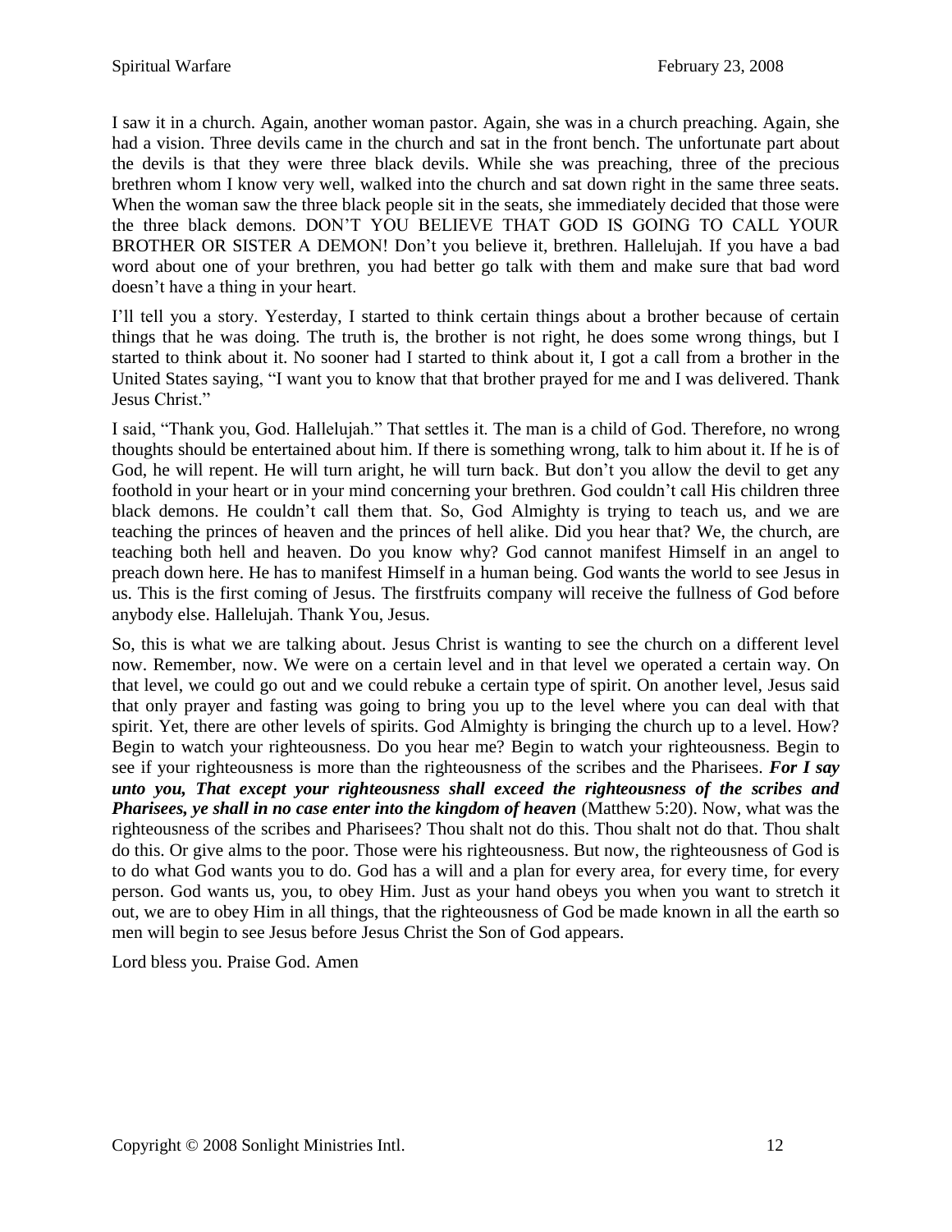I saw it in a church. Again, another woman pastor. Again, she was in a church preaching. Again, she had a vision. Three devils came in the church and sat in the front bench. The unfortunate part about the devils is that they were three black devils. While she was preaching, three of the precious brethren whom I know very well, walked into the church and sat down right in the same three seats. When the woman saw the three black people sit in the seats, she immediately decided that those were the three black demons. DON'T YOU BELIEVE THAT GOD IS GOING TO CALL YOUR BROTHER OR SISTER A DEMON! Don't you believe it, brethren. Hallelujah. If you have a bad word about one of your brethren, you had better go talk with them and make sure that bad word doesn't have a thing in your heart.

I'll tell you a story. Yesterday, I started to think certain things about a brother because of certain things that he was doing. The truth is, the brother is not right, he does some wrong things, but I started to think about it. No sooner had I started to think about it, I got a call from a brother in the United States saying, "I want you to know that that brother prayed for me and I was delivered. Thank Jesus Christ."

I said, "Thank you, God. Hallelujah." That settles it. The man is a child of God. Therefore, no wrong thoughts should be entertained about him. If there is something wrong, talk to him about it. If he is of God, he will repent. He will turn aright, he will turn back. But don't you allow the devil to get any foothold in your heart or in your mind concerning your brethren. God couldn't call His children three black demons. He couldn't call them that. So, God Almighty is trying to teach us, and we are teaching the princes of heaven and the princes of hell alike. Did you hear that? We, the church, are teaching both hell and heaven. Do you know why? God cannot manifest Himself in an angel to preach down here. He has to manifest Himself in a human being. God wants the world to see Jesus in us. This is the first coming of Jesus. The firstfruits company will receive the fullness of God before anybody else. Hallelujah. Thank You, Jesus.

So, this is what we are talking about. Jesus Christ is wanting to see the church on a different level now. Remember, now. We were on a certain level and in that level we operated a certain way. On that level, we could go out and we could rebuke a certain type of spirit. On another level, Jesus said that only prayer and fasting was going to bring you up to the level where you can deal with that spirit. Yet, there are other levels of spirits. God Almighty is bringing the church up to a level. How? Begin to watch your righteousness. Do you hear me? Begin to watch your righteousness. Begin to see if your righteousness is more than the righteousness of the scribes and the Pharisees. ***For I say unto you, That except your righteousness shall exceed the righteousness of the scribes and Pharisees, ye shall in no case enter into the kingdom of heaven*** (Matthew 5:20). Now, what was the righteousness of the scribes and Pharisees? Thou shalt not do this. Thou shalt not do that. Thou shalt do this. Or give alms to the poor. Those were his righteousness. But now, the righteousness of God is to do what God wants you to do. God has a will and a plan for every area, for every time, for every person. God wants us, you, to obey Him. Just as your hand obeys you when you want to stretch it out, we are to obey Him in all things, that the righteousness of God be made known in all the earth so men will begin to see Jesus before Jesus Christ the Son of God appears.

Lord bless you. Praise God. Amen